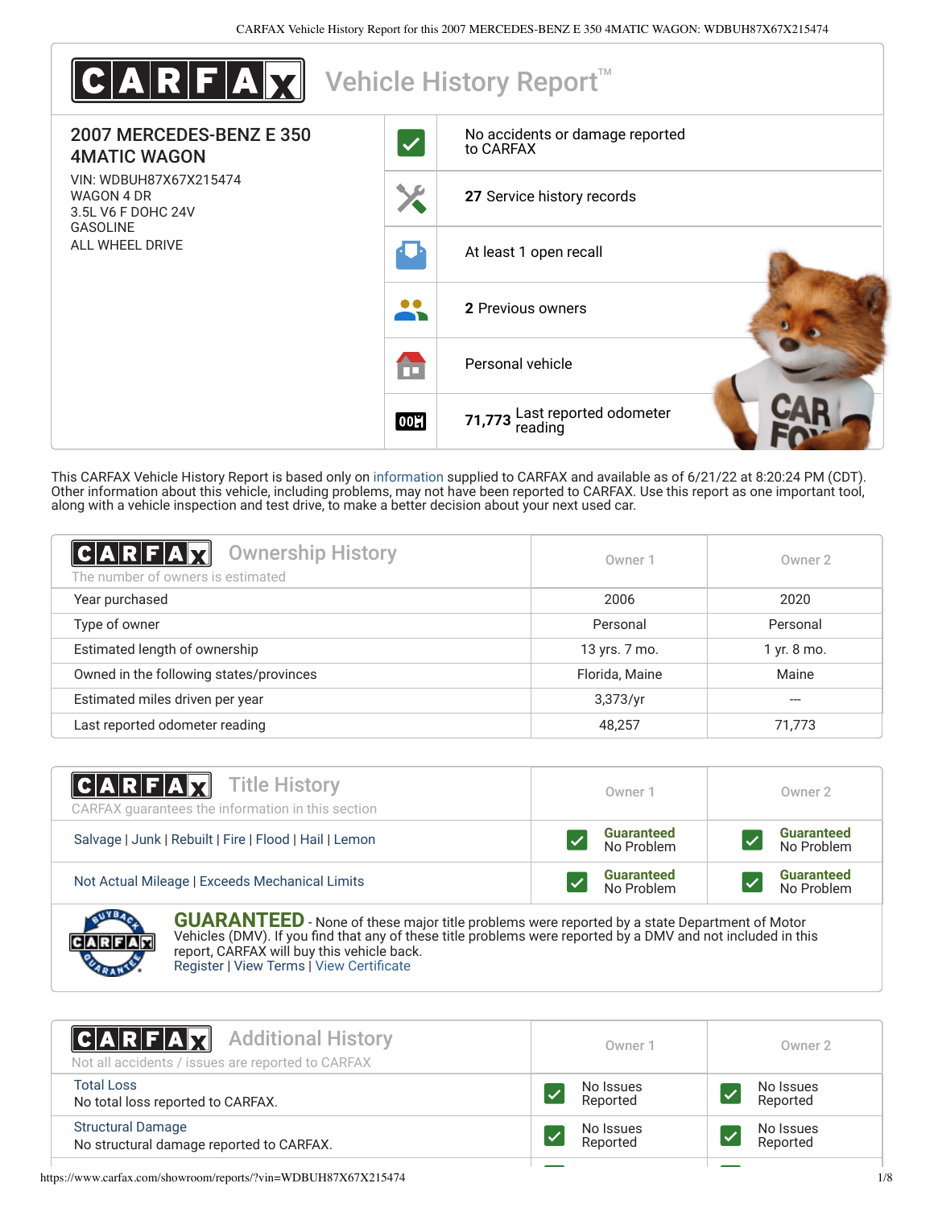# CARFAX Vehicle History Report™

## 2007 MERCEDES-BENZ E 350 4MATIC WAGON

VIN: WDBUH87X67X215474
WAGON 4 DR
3.5L V6 F DOHC 24V
GASOLINE
ALL WHEEL DRIVE

- No accidents or damage reported to CARFAX
- **27** Service history records
- At least 1 open recall
- **2** Previous owners
- Personal vehicle
- **71,773** Last reported odometer reading

This CARFAX Vehicle History Report is based only on information supplied to CARFAX and available as of 6/21/22 at 8:20:24 PM (CDT). Other information about this vehicle, including problems, may not have been reported to CARFAX. Use this report as one important tool, along with a vehicle inspection and test drive, to make a better decision about your next used car.

## Ownership History

The number of owners is estimated

| | Owner 1 | Owner 2 |
|---|---|---|
| Year purchased | 2006 | 2020 |
| Type of owner | Personal | Personal |
| Estimated length of ownership | 13 yrs. 7 mo. | 1 yr. 8 mo. |
| Owned in the following states/provinces | Florida, Maine | Maine |
| Estimated miles driven per year | 3,373/yr | --- |
| Last reported odometer reading | 48,257 | 71,773 |

## Title History

CARFAX guarantees the information in this section

| | Owner 1 | Owner 2 |
|---|---|---|
| Salvage \| Junk \| Rebuilt \| Fire \| Flood \| Hail \| Lemon | Guaranteed No Problem | Guaranteed No Problem |
| Not Actual Mileage \| Exceeds Mechanical Limits | Guaranteed No Problem | Guaranteed No Problem |

**GUARANTEED** - None of these major title problems were reported by a state Department of Motor Vehicles (DMV). If you find that any of these title problems were reported by a DMV and not included in this report, CARFAX will buy this vehicle back.
Register | View Terms | View Certificate

## Additional History

Not all accidents / issues are reported to CARFAX

| | Owner 1 | Owner 2 |
|---|---|---|
| Total Loss<br>No total loss reported to CARFAX. | No Issues Reported | No Issues Reported |
| Structural Damage<br>No structural damage reported to CARFAX. | No Issues Reported | No Issues Reported |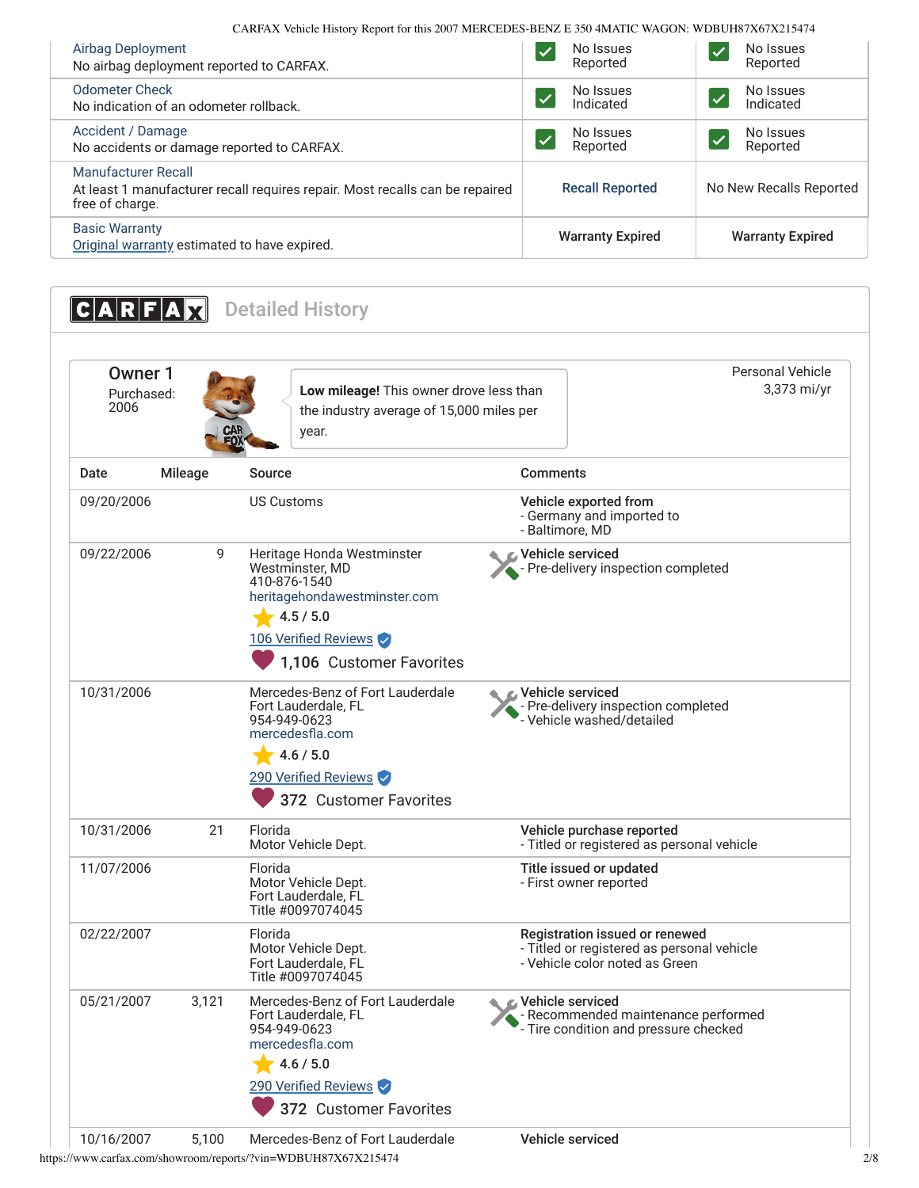| | | |
|---|---|---|
| Airbag Deployment<br>No airbag deployment reported to CARFAX. | No Issues Reported | No Issues Reported |
| Odometer Check<br>No indication of an odometer rollback. | No Issues Indicated | No Issues Indicated |
| Accident / Damage<br>No accidents or damage reported to CARFAX. | No Issues Reported | No Issues Reported |
| Manufacturer Recall<br>At least 1 manufacturer recall requires repair. Most recalls can be repaired free of charge. | Recall Reported | No New Recalls Reported |
| Basic Warranty<br>Original warranty estimated to have expired. | Warranty Expired | Warranty Expired |

## CARFAX Detailed History

### Owner 1

Purchased: 2006

**Low mileage!** This owner drove less than the industry average of 15,000 miles per year.

Personal Vehicle
3,373 mi/yr

| Date | Mileage | Source | Comments |
|---|---|---|---|
| 09/20/2006 | | US Customs | **Vehicle exported from**<br>- Germany and imported to<br>- Baltimore, MD |
| 09/22/2006 | 9 | Heritage Honda Westminster<br>Westminster, MD<br>410-876-1540<br>heritagehondawestminster.com<br>4.5 / 5.0<br>106 Verified Reviews<br>1,106 Customer Favorites | **Vehicle serviced**<br>- Pre-delivery inspection completed |
| 10/31/2006 | | Mercedes-Benz of Fort Lauderdale<br>Fort Lauderdale, FL<br>954-949-0623<br>mercedesfla.com<br>4.6 / 5.0<br>290 Verified Reviews<br>372 Customer Favorites | **Vehicle serviced**<br>- Pre-delivery inspection completed<br>- Vehicle washed/detailed |
| 10/31/2006 | 21 | Florida<br>Motor Vehicle Dept. | **Vehicle purchase reported**<br>- Titled or registered as personal vehicle |
| 11/07/2006 | | Florida<br>Motor Vehicle Dept.<br>Fort Lauderdale, FL<br>Title #0097074045 | **Title issued or updated**<br>- First owner reported |
| 02/22/2007 | | Florida<br>Motor Vehicle Dept.<br>Fort Lauderdale, FL<br>Title #0097074045 | **Registration issued or renewed**<br>- Titled or registered as personal vehicle<br>- Vehicle color noted as Green |
| 05/21/2007 | 3,121 | Mercedes-Benz of Fort Lauderdale<br>Fort Lauderdale, FL<br>954-949-0623<br>mercedesfla.com<br>4.6 / 5.0<br>290 Verified Reviews<br>372 Customer Favorites | **Vehicle serviced**<br>- Recommended maintenance performed<br>- Tire condition and pressure checked |
| 10/16/2007 | 5,100 | Mercedes-Benz of Fort Lauderdale | **Vehicle serviced** |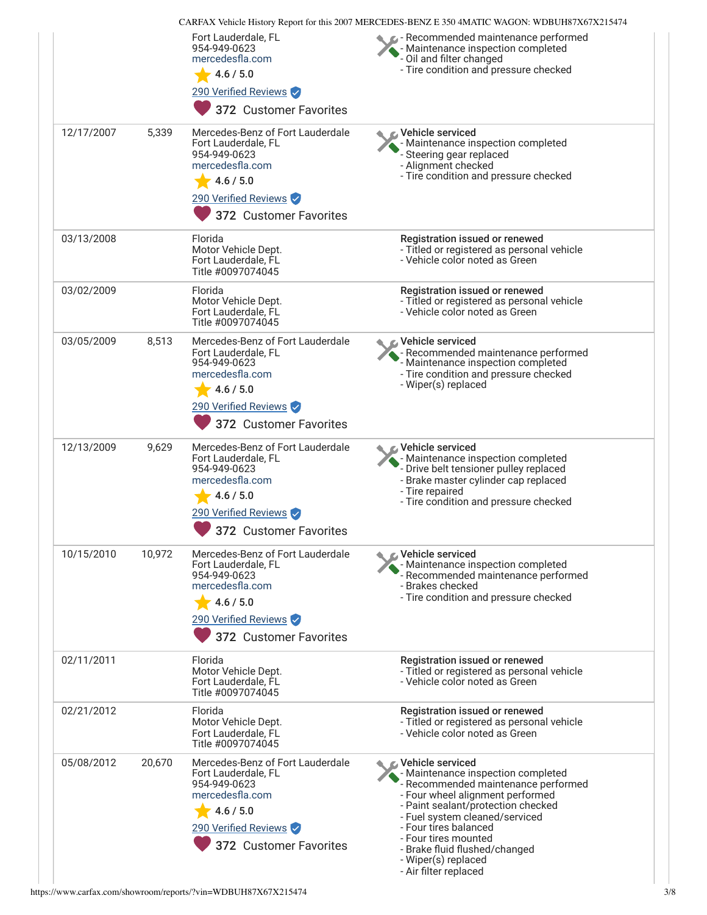| | | | |
|---|---|---|---|
| | | Fort Lauderdale, FL<br>954-949-0623<br>mercedesfla.com<br>4.6 / 5.0<br>290 Verified Reviews<br>372 Customer Favorites | - Recommended maintenance performed<br>- Maintenance inspection completed<br>- Oil and filter changed<br>- Tire condition and pressure checked |
| 12/17/2007 | 5,339 | Mercedes-Benz of Fort Lauderdale<br>Fort Lauderdale, FL<br>954-949-0623<br>mercedesfla.com<br>4.6 / 5.0<br>290 Verified Reviews<br>372 Customer Favorites | **Vehicle serviced**<br>- Maintenance inspection completed<br>- Steering gear replaced<br>- Alignment checked<br>- Tire condition and pressure checked |
| 03/13/2008 | | Florida<br>Motor Vehicle Dept.<br>Fort Lauderdale, FL<br>Title #0097074045 | **Registration issued or renewed**<br>- Titled or registered as personal vehicle<br>- Vehicle color noted as Green |
| 03/02/2009 | | Florida<br>Motor Vehicle Dept.<br>Fort Lauderdale, FL<br>Title #0097074045 | **Registration issued or renewed**<br>- Titled or registered as personal vehicle<br>- Vehicle color noted as Green |
| 03/05/2009 | 8,513 | Mercedes-Benz of Fort Lauderdale<br>Fort Lauderdale, FL<br>954-949-0623<br>mercedesfla.com<br>4.6 / 5.0<br>290 Verified Reviews<br>372 Customer Favorites | **Vehicle serviced**<br>- Recommended maintenance performed<br>- Maintenance inspection completed<br>- Tire condition and pressure checked<br>- Wiper(s) replaced |
| 12/13/2009 | 9,629 | Mercedes-Benz of Fort Lauderdale<br>Fort Lauderdale, FL<br>954-949-0623<br>mercedesfla.com<br>4.6 / 5.0<br>290 Verified Reviews<br>372 Customer Favorites | **Vehicle serviced**<br>- Maintenance inspection completed<br>- Drive belt tensioner pulley replaced<br>- Brake master cylinder cap replaced<br>- Tire repaired<br>- Tire condition and pressure checked |
| 10/15/2010 | 10,972 | Mercedes-Benz of Fort Lauderdale<br>Fort Lauderdale, FL<br>954-949-0623<br>mercedesfla.com<br>4.6 / 5.0<br>290 Verified Reviews<br>372 Customer Favorites | **Vehicle serviced**<br>- Maintenance inspection completed<br>- Recommended maintenance performed<br>- Brakes checked<br>- Tire condition and pressure checked |
| 02/11/2011 | | Florida<br>Motor Vehicle Dept.<br>Fort Lauderdale, FL<br>Title #0097074045 | **Registration issued or renewed**<br>- Titled or registered as personal vehicle<br>- Vehicle color noted as Green |
| 02/21/2012 | | Florida<br>Motor Vehicle Dept.<br>Fort Lauderdale, FL<br>Title #0097074045 | **Registration issued or renewed**<br>- Titled or registered as personal vehicle<br>- Vehicle color noted as Green |
| 05/08/2012 | 20,670 | Mercedes-Benz of Fort Lauderdale<br>Fort Lauderdale, FL<br>954-949-0623<br>mercedesfla.com<br>4.6 / 5.0<br>290 Verified Reviews<br>372 Customer Favorites | **Vehicle serviced**<br>- Maintenance inspection completed<br>- Recommended maintenance performed<br>- Four wheel alignment performed<br>- Paint sealant/protection checked<br>- Fuel system cleaned/serviced<br>- Four tires balanced<br>- Four tires mounted<br>- Brake fluid flushed/changed<br>- Wiper(s) replaced<br>- Air filter replaced |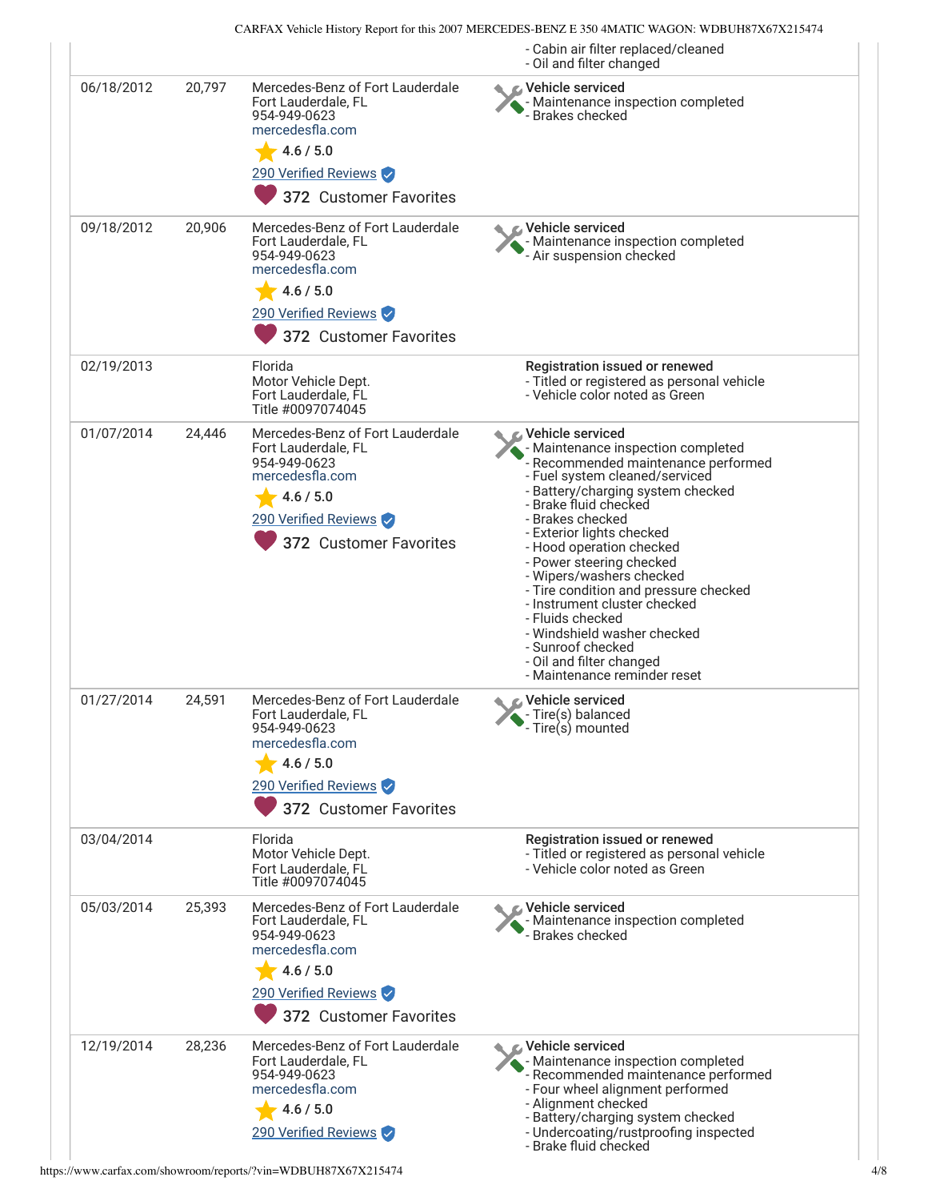| | | | |
|---|---|---|---|
| | | | - Cabin air filter replaced/cleaned<br>- Oil and filter changed |
| 06/18/2012 | 20,797 | Mercedes-Benz of Fort Lauderdale<br>Fort Lauderdale, FL<br>954-949-0623<br>mercedesfla.com<br>4.6 / 5.0<br>290 Verified Reviews<br>372 Customer Favorites | **Vehicle serviced**<br>- Maintenance inspection completed<br>- Brakes checked |
| 09/18/2012 | 20,906 | Mercedes-Benz of Fort Lauderdale<br>Fort Lauderdale, FL<br>954-949-0623<br>mercedesfla.com<br>4.6 / 5.0<br>290 Verified Reviews<br>372 Customer Favorites | **Vehicle serviced**<br>- Maintenance inspection completed<br>- Air suspension checked |
| 02/19/2013 | | Florida<br>Motor Vehicle Dept.<br>Fort Lauderdale, FL<br>Title #0097074045 | **Registration issued or renewed**<br>- Titled or registered as personal vehicle<br>- Vehicle color noted as Green |
| 01/07/2014 | 24,446 | Mercedes-Benz of Fort Lauderdale<br>Fort Lauderdale, FL<br>954-949-0623<br>mercedesfla.com<br>4.6 / 5.0<br>290 Verified Reviews<br>372 Customer Favorites | **Vehicle serviced**<br>- Maintenance inspection completed<br>- Recommended maintenance performed<br>- Fuel system cleaned/serviced<br>- Battery/charging system checked<br>- Brake fluid checked<br>- Brakes checked<br>- Exterior lights checked<br>- Hood operation checked<br>- Power steering checked<br>- Wipers/washers checked<br>- Tire condition and pressure checked<br>- Instrument cluster checked<br>- Fluids checked<br>- Windshield washer checked<br>- Sunroof checked<br>- Oil and filter changed<br>- Maintenance reminder reset |
| 01/27/2014 | 24,591 | Mercedes-Benz of Fort Lauderdale<br>Fort Lauderdale, FL<br>954-949-0623<br>mercedesfla.com<br>4.6 / 5.0<br>290 Verified Reviews<br>372 Customer Favorites | **Vehicle serviced**<br>- Tire(s) balanced<br>- Tire(s) mounted |
| 03/04/2014 | | Florida<br>Motor Vehicle Dept.<br>Fort Lauderdale, FL<br>Title #0097074045 | **Registration issued or renewed**<br>- Titled or registered as personal vehicle<br>- Vehicle color noted as Green |
| 05/03/2014 | 25,393 | Mercedes-Benz of Fort Lauderdale<br>Fort Lauderdale, FL<br>954-949-0623<br>mercedesfla.com<br>4.6 / 5.0<br>290 Verified Reviews<br>372 Customer Favorites | **Vehicle serviced**<br>- Maintenance inspection completed<br>- Brakes checked |
| 12/19/2014 | 28,236 | Mercedes-Benz of Fort Lauderdale<br>Fort Lauderdale, FL<br>954-949-0623<br>mercedesfla.com<br>4.6 / 5.0<br>290 Verified Reviews | **Vehicle serviced**<br>- Maintenance inspection completed<br>- Recommended maintenance performed<br>- Four wheel alignment performed<br>- Alignment checked<br>- Battery/charging system checked<br>- Undercoating/rustproofing inspected<br>- Brake fluid checked |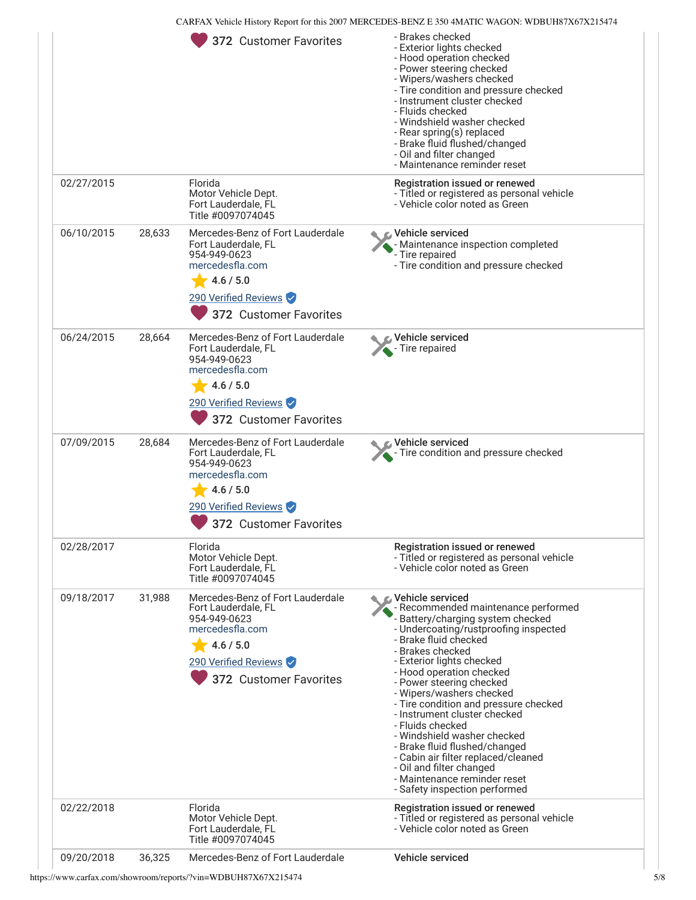| | | | |
|---|---|---|---|
| | | 372 Customer Favorites | - Brakes checked<br>- Exterior lights checked<br>- Hood operation checked<br>- Power steering checked<br>- Wipers/washers checked<br>- Tire condition and pressure checked<br>- Instrument cluster checked<br>- Fluids checked<br>- Windshield washer checked<br>- Rear spring(s) replaced<br>- Brake fluid flushed/changed<br>- Oil and filter changed<br>- Maintenance reminder reset |
| 02/27/2015 | | Florida<br>Motor Vehicle Dept.<br>Fort Lauderdale, FL<br>Title #0097074045 | **Registration issued or renewed**<br>- Titled or registered as personal vehicle<br>- Vehicle color noted as Green |
| 06/10/2015 | 28,633 | Mercedes-Benz of Fort Lauderdale<br>Fort Lauderdale, FL<br>954-949-0623<br>mercedesfla.com<br>4.6 / 5.0<br>290 Verified Reviews<br>372 Customer Favorites | **Vehicle serviced**<br>- Maintenance inspection completed<br>- Tire repaired<br>- Tire condition and pressure checked |
| 06/24/2015 | 28,664 | Mercedes-Benz of Fort Lauderdale<br>Fort Lauderdale, FL<br>954-949-0623<br>mercedesfla.com<br>4.6 / 5.0<br>290 Verified Reviews<br>372 Customer Favorites | **Vehicle serviced**<br>- Tire repaired |
| 07/09/2015 | 28,684 | Mercedes-Benz of Fort Lauderdale<br>Fort Lauderdale, FL<br>954-949-0623<br>mercedesfla.com<br>4.6 / 5.0<br>290 Verified Reviews<br>372 Customer Favorites | **Vehicle serviced**<br>- Tire condition and pressure checked |
| 02/28/2017 | | Florida<br>Motor Vehicle Dept.<br>Fort Lauderdale, FL<br>Title #0097074045 | **Registration issued or renewed**<br>- Titled or registered as personal vehicle<br>- Vehicle color noted as Green |
| 09/18/2017 | 31,988 | Mercedes-Benz of Fort Lauderdale<br>Fort Lauderdale, FL<br>954-949-0623<br>mercedesfla.com<br>4.6 / 5.0<br>290 Verified Reviews<br>372 Customer Favorites | **Vehicle serviced**<br>- Recommended maintenance performed<br>- Battery/charging system checked<br>- Undercoating/rustproofing inspected<br>- Brake fluid checked<br>- Brakes checked<br>- Exterior lights checked<br>- Hood operation checked<br>- Power steering checked<br>- Wipers/washers checked<br>- Tire condition and pressure checked<br>- Instrument cluster checked<br>- Fluids checked<br>- Windshield washer checked<br>- Brake fluid flushed/changed<br>- Cabin air filter replaced/cleaned<br>- Oil and filter changed<br>- Maintenance reminder reset<br>- Safety inspection performed |
| 02/22/2018 | | Florida<br>Motor Vehicle Dept.<br>Fort Lauderdale, FL<br>Title #0097074045 | **Registration issued or renewed**<br>- Titled or registered as personal vehicle<br>- Vehicle color noted as Green |
| 09/20/2018 | 36,325 | Mercedes-Benz of Fort Lauderdale | **Vehicle serviced** |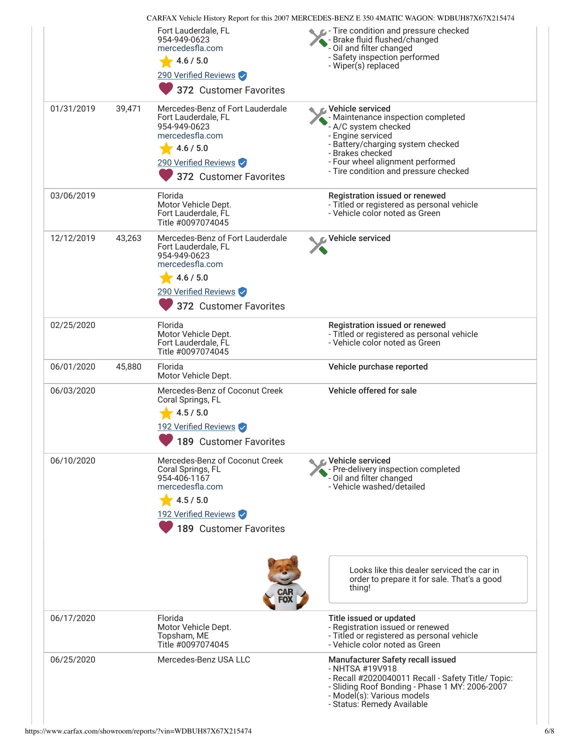| | | | |
|---|---|---|---|
| | | Fort Lauderdale, FL<br>954-949-0623<br>mercedesfla.com<br>4.6 / 5.0<br>290 Verified Reviews<br>372 Customer Favorites | - Tire condition and pressure checked<br>- Brake fluid flushed/changed<br>- Oil and filter changed<br>- Safety inspection performed<br>- Wiper(s) replaced |
| 01/31/2019 | 39,471 | Mercedes-Benz of Fort Lauderdale<br>Fort Lauderdale, FL<br>954-949-0623<br>mercedesfla.com<br>4.6 / 5.0<br>290 Verified Reviews<br>372 Customer Favorites | **Vehicle serviced**<br>- Maintenance inspection completed<br>- A/C system checked<br>- Engine serviced<br>- Battery/charging system checked<br>- Brakes checked<br>- Four wheel alignment performed<br>- Tire condition and pressure checked |
| 03/06/2019 | | Florida<br>Motor Vehicle Dept.<br>Fort Lauderdale, FL<br>Title #0097074045 | **Registration issued or renewed**<br>- Titled or registered as personal vehicle<br>- Vehicle color noted as Green |
| 12/12/2019 | 43,263 | Mercedes-Benz of Fort Lauderdale<br>Fort Lauderdale, FL<br>954-949-0623<br>mercedesfla.com<br>4.6 / 5.0<br>290 Verified Reviews<br>372 Customer Favorites | **Vehicle serviced** |
| 02/25/2020 | | Florida<br>Motor Vehicle Dept.<br>Fort Lauderdale, FL<br>Title #0097074045 | **Registration issued or renewed**<br>- Titled or registered as personal vehicle<br>- Vehicle color noted as Green |
| 06/01/2020 | 45,880 | Florida<br>Motor Vehicle Dept. | **Vehicle purchase reported** |
| 06/03/2020 | | Mercedes-Benz of Coconut Creek<br>Coral Springs, FL<br>4.5 / 5.0<br>192 Verified Reviews<br>189 Customer Favorites | **Vehicle offered for sale** |
| 06/10/2020 | | Mercedes-Benz of Coconut Creek<br>Coral Springs, FL<br>954-406-1167<br>mercedesfla.com<br>4.5 / 5.0<br>192 Verified Reviews<br>189 Customer Favorites | **Vehicle serviced**<br>- Pre-delivery inspection completed<br>- Oil and filter changed<br>- Vehicle washed/detailed<br><br>Looks like this dealer serviced the car in order to prepare it for sale. That's a good thing! |
| 06/17/2020 | | Florida<br>Motor Vehicle Dept.<br>Topsham, ME<br>Title #0097074045 | **Title issued or updated**<br>- Registration issued or renewed<br>- Titled or registered as personal vehicle<br>- Vehicle color noted as Green |
| 06/25/2020 | | Mercedes-Benz USA LLC | **Manufacturer Safety recall issued**<br>- NHTSA #19V918<br>- Recall #2020040011 Recall - Safety Title/ Topic: Sliding Roof Bonding - Phase 1 MY: 2006-2007<br>- Model(s): Various models<br>- Status: Remedy Available |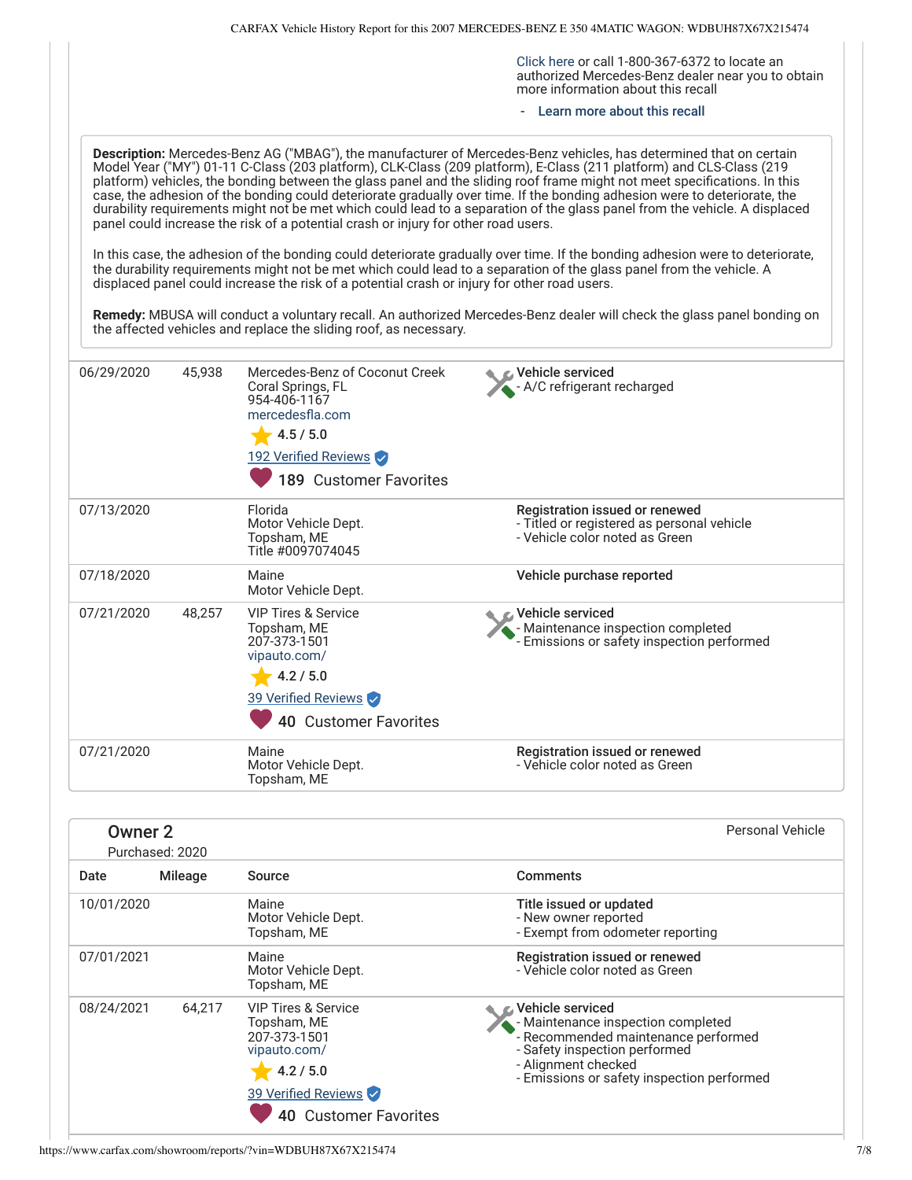Click here or call 1-800-367-6372 to locate an authorized Mercedes-Benz dealer near you to obtain more information about this recall

- Learn more about this recall

**Description:** Mercedes-Benz AG ("MBAG"), the manufacturer of Mercedes-Benz vehicles, has determined that on certain Model Year ("MY") 01-11 C-Class (203 platform), CLK-Class (209 platform), E-Class (211 platform) and CLS-Class (219 platform) vehicles, the bonding between the glass panel and the sliding roof frame might not meet specifications. In this case, the adhesion of the bonding could deteriorate gradually over time. If the bonding adhesion were to deteriorate, the durability requirements might not be met which could lead to a separation of the glass panel from the vehicle. A displaced panel could increase the risk of a potential crash or injury for other road users.

In this case, the adhesion of the bonding could deteriorate gradually over time. If the bonding adhesion were to deteriorate, the durability requirements might not be met which could lead to a separation of the glass panel from the vehicle. A displaced panel could increase the risk of a potential crash or injury for other road users.

**Remedy:** MBUSA will conduct a voluntary recall. An authorized Mercedes-Benz dealer will check the glass panel bonding on the affected vehicles and replace the sliding roof, as necessary.

| | | | |
|---|---|---|---|
| 06/29/2020 | 45,938 | Mercedes-Benz of Coconut Creek<br>Coral Springs, FL<br>954-406-1167<br>mercedesfla.com<br>4.5 / 5.0<br>192 Verified Reviews<br>189 Customer Favorites | **Vehicle serviced**<br>- A/C refrigerant recharged |
| 07/13/2020 | | Florida<br>Motor Vehicle Dept.<br>Topsham, ME<br>Title #0097074045 | **Registration issued or renewed**<br>- Titled or registered as personal vehicle<br>- Vehicle color noted as Green |
| 07/18/2020 | | Maine<br>Motor Vehicle Dept. | **Vehicle purchase reported** |
| 07/21/2020 | 48,257 | VIP Tires & Service<br>Topsham, ME<br>207-373-1501<br>vipauto.com/<br>4.2 / 5.0<br>39 Verified Reviews<br>40 Customer Favorites | **Vehicle serviced**<br>- Maintenance inspection completed<br>- Emissions or safety inspection performed |
| 07/21/2020 | | Maine<br>Motor Vehicle Dept.<br>Topsham, ME | **Registration issued or renewed**<br>- Vehicle color noted as Green |

## Owner 2

Purchased: 2020

Personal Vehicle

| Date | Mileage | Source | Comments |
|---|---|---|---|
| 10/01/2020 | | Maine<br>Motor Vehicle Dept.<br>Topsham, ME | **Title issued or updated**<br>- New owner reported<br>- Exempt from odometer reporting |
| 07/01/2021 | | Maine<br>Motor Vehicle Dept.<br>Topsham, ME | **Registration issued or renewed**<br>- Vehicle color noted as Green |
| 08/24/2021 | 64,217 | VIP Tires & Service<br>Topsham, ME<br>207-373-1501<br>vipauto.com/<br>4.2 / 5.0<br>39 Verified Reviews<br>40 Customer Favorites | **Vehicle serviced**<br>- Maintenance inspection completed<br>- Recommended maintenance performed<br>- Safety inspection performed<br>- Alignment checked<br>- Emissions or safety inspection performed |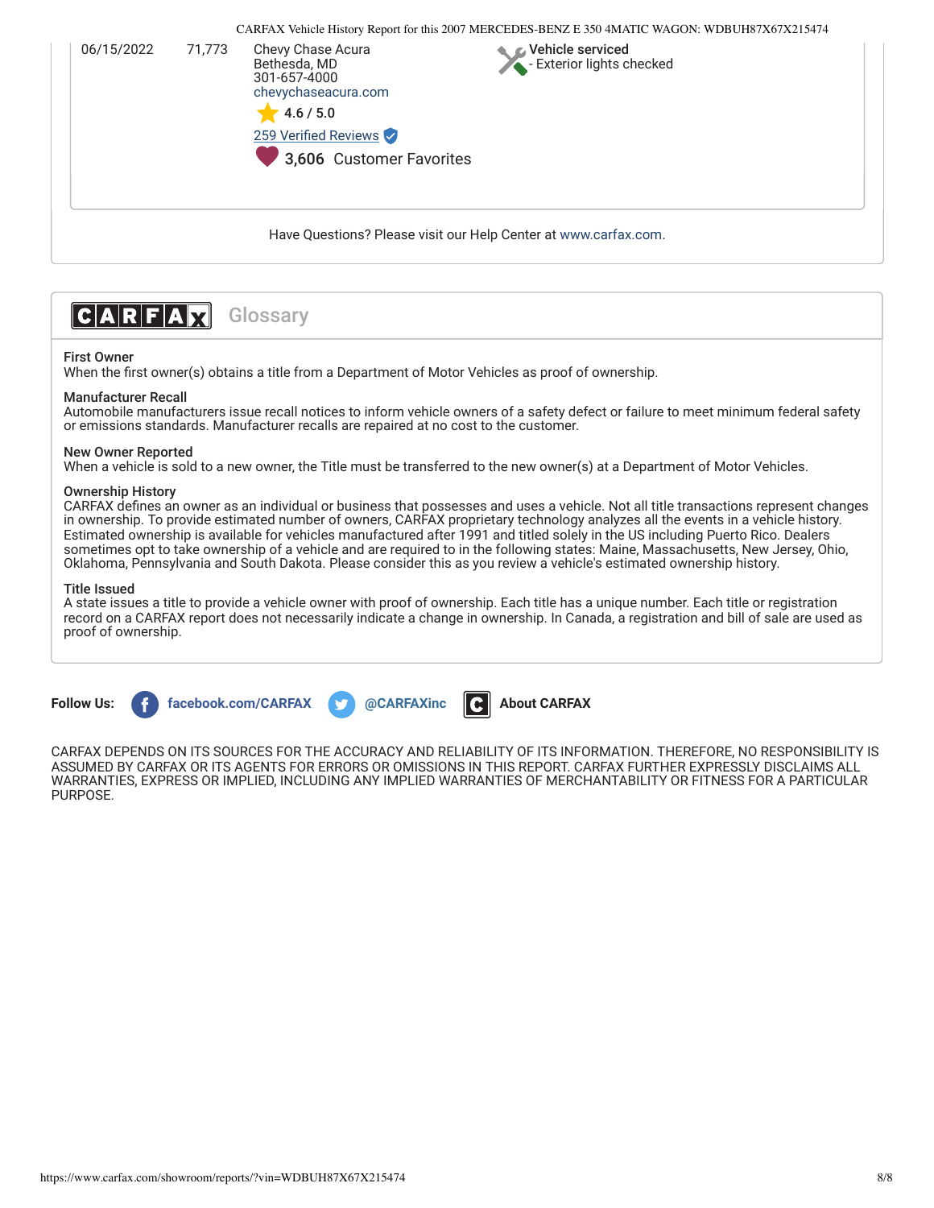| | | | |
|---|---|---|---|
| 06/15/2022 | 71,773 | Chevy Chase Acura<br>Bethesda, MD<br>301-657-4000<br>chevychaseacura.com<br>4.6 / 5.0<br>259 Verified Reviews<br>3,606 Customer Favorites | **Vehicle serviced**<br>- Exterior lights checked |

Have Questions? Please visit our Help Center at www.carfax.com.

## CARFAX Glossary

**First Owner**
When the first owner(s) obtains a title from a Department of Motor Vehicles as proof of ownership.

**Manufacturer Recall**
Automobile manufacturers issue recall notices to inform vehicle owners of a safety defect or failure to meet minimum federal safety or emissions standards. Manufacturer recalls are repaired at no cost to the customer.

**New Owner Reported**
When a vehicle is sold to a new owner, the Title must be transferred to the new owner(s) at a Department of Motor Vehicles.

**Ownership History**
CARFAX defines an owner as an individual or business that possesses and uses a vehicle. Not all title transactions represent changes in ownership. To provide estimated number of owners, CARFAX proprietary technology analyzes all the events in a vehicle history. Estimated ownership is available for vehicles manufactured after 1991 and titled solely in the US including Puerto Rico. Dealers sometimes opt to take ownership of a vehicle and are required to in the following states: Maine, Massachusetts, New Jersey, Ohio, Oklahoma, Pennsylvania and South Dakota. Please consider this as you review a vehicle's estimated ownership history.

**Title Issued**
A state issues a title to provide a vehicle owner with proof of ownership. Each title has a unique number. Each title or registration record on a CARFAX report does not necessarily indicate a change in ownership. In Canada, a registration and bill of sale are used as proof of ownership.

**Follow Us:** facebook.com/CARFAX @CARFAXinc About CARFAX

CARFAX DEPENDS ON ITS SOURCES FOR THE ACCURACY AND RELIABILITY OF ITS INFORMATION. THEREFORE, NO RESPONSIBILITY IS ASSUMED BY CARFAX OR ITS AGENTS FOR ERRORS OR OMISSIONS IN THIS REPORT. CARFAX FURTHER EXPRESSLY DISCLAIMS ALL WARRANTIES, EXPRESS OR IMPLIED, INCLUDING ANY IMPLIED WARRANTIES OF MERCHANTABILITY OR FITNESS FOR A PARTICULAR PURPOSE.